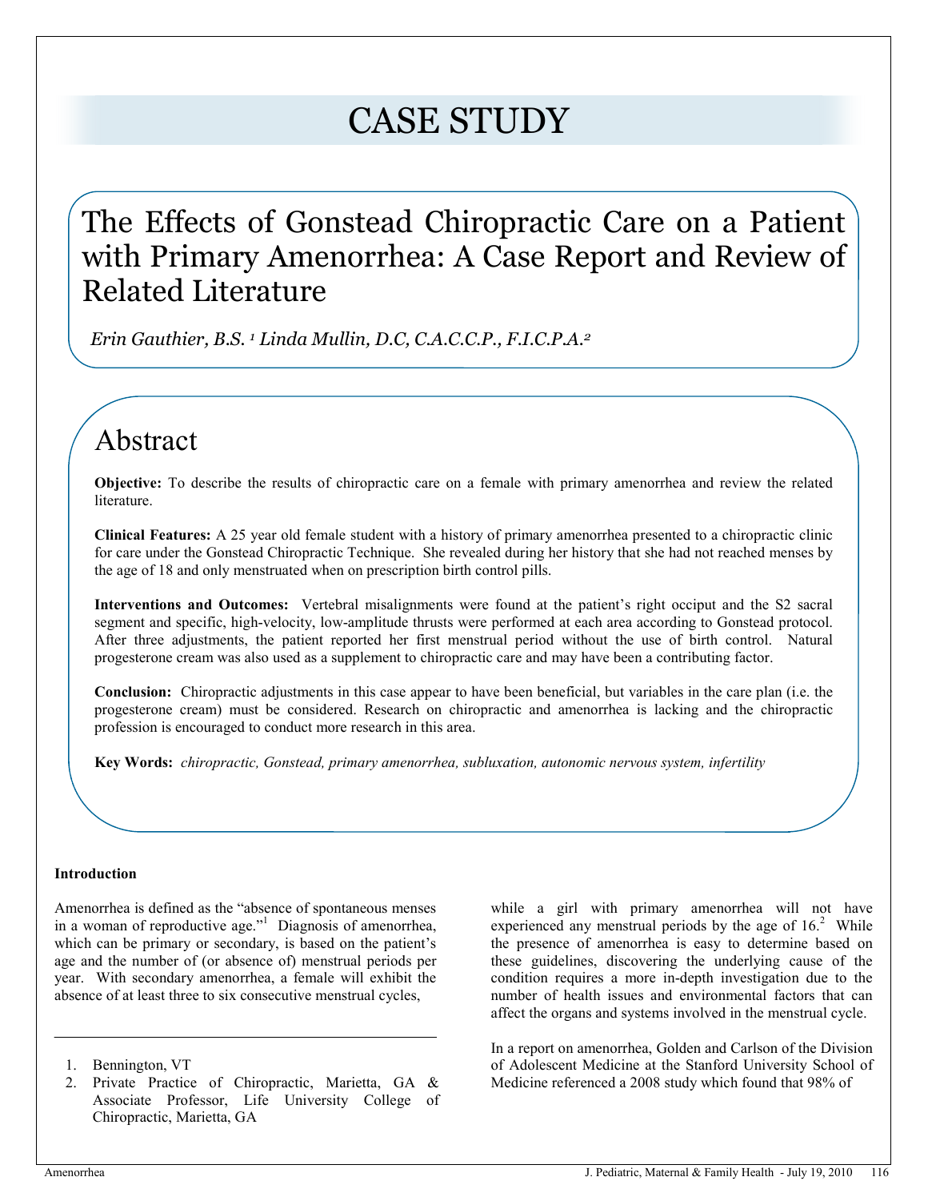# CASE STUDY

# The Effects of Gonstead Chiropractic Care on a Patient with Primary Amenorrhea: A Case Report and Review of Related Literature

*Erin Gauthier, B.S.* [1] *Linda Mullin, D.C, C.A.C.C.P., F.I.C.P.A.* [2]

## Abstract

**Objective:** To describe the results of chiropractic care on a female with primary amenorrhea and review the related literature.

**Clinical Features:** A 25 year old female student with a history of primary amenorrhea presented to a chiropractic clinic for care under the Gonstead Chiropractic Technique. She revealed during her history that she had not reached menses by the age of 18 and only menstruated when on prescription birth control pills.

**Interventions and Outcomes:** Vertebral misalignments were found at the patient's right occiput and the S2 sacral segment and specific, high-velocity, low-amplitude thrusts were performed at each area according to Gonstead protocol. After three adjustments, the patient reported her first menstrual period without the use of birth control. Natural progesterone cream was also used as a supplement to chiropractic care and may have been a contributing factor.

**Conclusion:** Chiropractic adjustments in this case appear to have been beneficial, but variables in the care plan (i.e. the progesterone cream) must be considered. Research on chiropractic and amenorrhea is lacking and the chiropractic profession is encouraged to conduct more research in this area.

**Key Words:** *chiropractic, Gonstead, primary amenorrhea, subluxation, autonomic nervous system, infertility*

### Introduction

Amenorrhea is defined as the "absence of spontaneous menses in a woman of reproductive age."[1] Diagnosis of amenorrhea, which can be primary or secondary, is based on the patient's age and the number of (or absence of) menstrual periods per year. With secondary amenorrhea, a female will exhibit the absence of at least three to six consecutive menstrual cycles, while a girl with primary amenorrhea will not have experienced any menstrual periods by the age of 16.[2] While the presence of amenorrhea is easy to determine based on these guidelines, discovering the underlying cause of the condition requires a more in-depth investigation due to the number of health issues and environmental factors that can affect the organs and systems involved in the menstrual cycle.

In a report on amenorrhea, Golden and Carlson of the Division of Adolescent Medicine at the Stanford University School of Medicine referenced a 2008 study which found that 98% of

---

1. Bennington, VT
2. Private Practice of Chiropractic, Marietta, GA & Associate Professor, Life University College of Chiropractic, Marietta, GA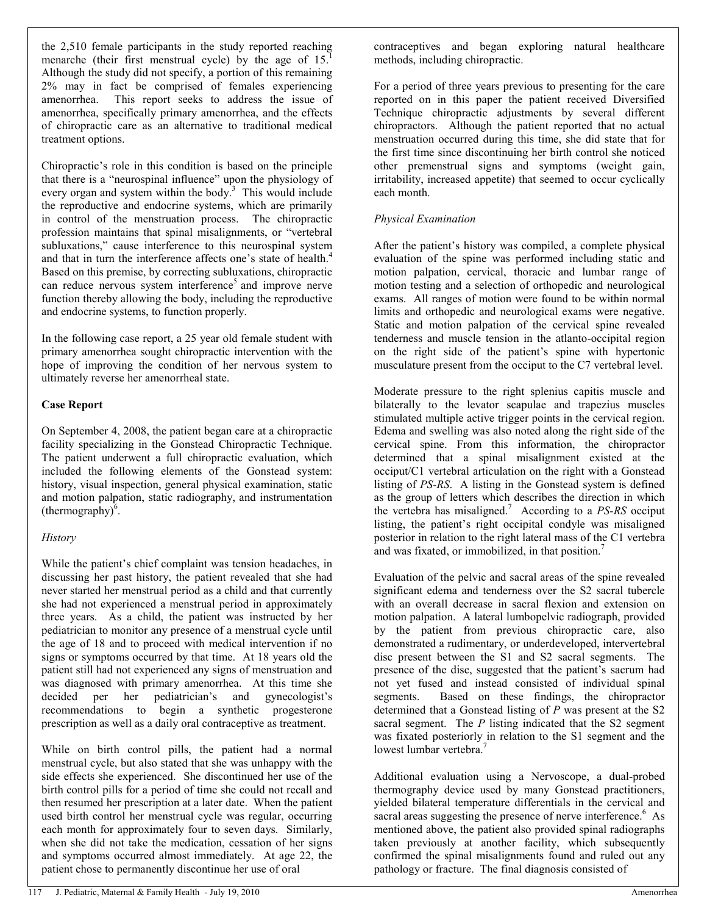the 2,510 female participants in the study reported reaching menarche (their first menstrual cycle) by the age of 15.[1] Although the study did not specify, a portion of this remaining 2% may in fact be comprised of females experiencing amenorrhea. This report seeks to address the issue of amenorrhea, specifically primary amenorrhea, and the effects of chiropractic care as an alternative to traditional medical treatment options.

Chiropractic's role in this condition is based on the principle that there is a "neurospinal influence" upon the physiology of every organ and system within the body.[3] This would include the reproductive and endocrine systems, which are primarily in control of the menstruation process. The chiropractic profession maintains that spinal misalignments, or "vertebral subluxations," cause interference to this neurospinal system and that in turn the interference affects one's state of health.[4] Based on this premise, by correcting subluxations, chiropractic can reduce nervous system interference[5] and improve nerve function thereby allowing the body, including the reproductive and endocrine systems, to function properly.

In the following case report, a 25 year old female student with primary amenorrhea sought chiropractic intervention with the hope of improving the condition of her nervous system to ultimately reverse her amenorrheal state.

## Case Report

On September 4, 2008, the patient began care at a chiropractic facility specializing in the Gonstead Chiropractic Technique. The patient underwent a full chiropractic evaluation, which included the following elements of the Gonstead system: history, visual inspection, general physical examination, static and motion palpation, static radiography, and instrumentation (thermography)[6].

### *History*

While the patient's chief complaint was tension headaches, in discussing her past history, the patient revealed that she had never started her menstrual period as a child and that currently she had not experienced a menstrual period in approximately three years. As a child, the patient was instructed by her pediatrician to monitor any presence of a menstrual cycle until the age of 18 and to proceed with medical intervention if no signs or symptoms occurred by that time. At 18 years old the patient still had not experienced any signs of menstruation and was diagnosed with primary amenorrhea. At this time she decided per her pediatrician's and gynecologist's recommendations to begin a synthetic progesterone prescription as well as a daily oral contraceptive as treatment.

While on birth control pills, the patient had a normal menstrual cycle, but also stated that she was unhappy with the side effects she experienced. She discontinued her use of the birth control pills for a period of time she could not recall and then resumed her prescription at a later date. When the patient used birth control her menstrual cycle was regular, occurring each month for approximately four to seven days. Similarly, when she did not take the medication, cessation of her signs and symptoms occurred almost immediately. At age 22, the patient chose to permanently discontinue her use of oral contraceptives and began exploring natural healthcare methods, including chiropractic.

For a period of three years previous to presenting for the care reported on in this paper the patient received Diversified Technique chiropractic adjustments by several different chiropractors. Although the patient reported that no actual menstruation occurred during this time, she did state that for the first time since discontinuing her birth control she noticed other premenstrual signs and symptoms (weight gain, irritability, increased appetite) that seemed to occur cyclically each month.

### *Physical Examination*

After the patient's history was compiled, a complete physical evaluation of the spine was performed including static and motion palpation, cervical, thoracic and lumbar range of motion testing and a selection of orthopedic and neurological exams. All ranges of motion were found to be within normal limits and orthopedic and neurological exams were negative. Static and motion palpation of the cervical spine revealed tenderness and muscle tension in the atlanto-occipital region on the right side of the patient's spine with hypertonic musculature present from the occiput to the C7 vertebral level.

Moderate pressure to the right splenius capitis muscle and bilaterally to the levator scapulae and trapezius muscles stimulated multiple active trigger points in the cervical region. Edema and swelling was also noted along the right side of the cervical spine. From this information, the chiropractor determined that a spinal misalignment existed at the occiput/C1 vertebral articulation on the right with a Gonstead listing of *PS-RS*. A listing in the Gonstead system is defined as the group of letters which describes the direction in which the vertebra has misaligned.[7] According to a *PS-RS* occiput listing, the patient's right occipital condyle was misaligned posterior in relation to the right lateral mass of the C1 vertebra and was fixated, or immobilized, in that position.[7]

Evaluation of the pelvic and sacral areas of the spine revealed significant edema and tenderness over the S2 sacral tubercle with an overall decrease in sacral flexion and extension on motion palpation. A lateral lumbopelvic radiograph, provided by the patient from previous chiropractic care, also demonstrated a rudimentary, or underdeveloped, intervertebral disc present between the S1 and S2 sacral segments. The presence of the disc, suggested that the patient's sacrum had not yet fused and instead consisted of individual spinal segments. Based on these findings, the chiropractor determined that a Gonstead listing of *P* was present at the S2 sacral segment. The *P* listing indicated that the S2 segment was fixated posteriorly in relation to the S1 segment and the lowest lumbar vertebra.[7]

Additional evaluation using a Nervoscope, a dual-probed thermography device used by many Gonstead practitioners, yielded bilateral temperature differentials in the cervical and sacral areas suggesting the presence of nerve interference.[6] As mentioned above, the patient also provided spinal radiographs taken previously at another facility, which subsequently confirmed the spinal misalignments found and ruled out any pathology or fracture. The final diagnosis consisted of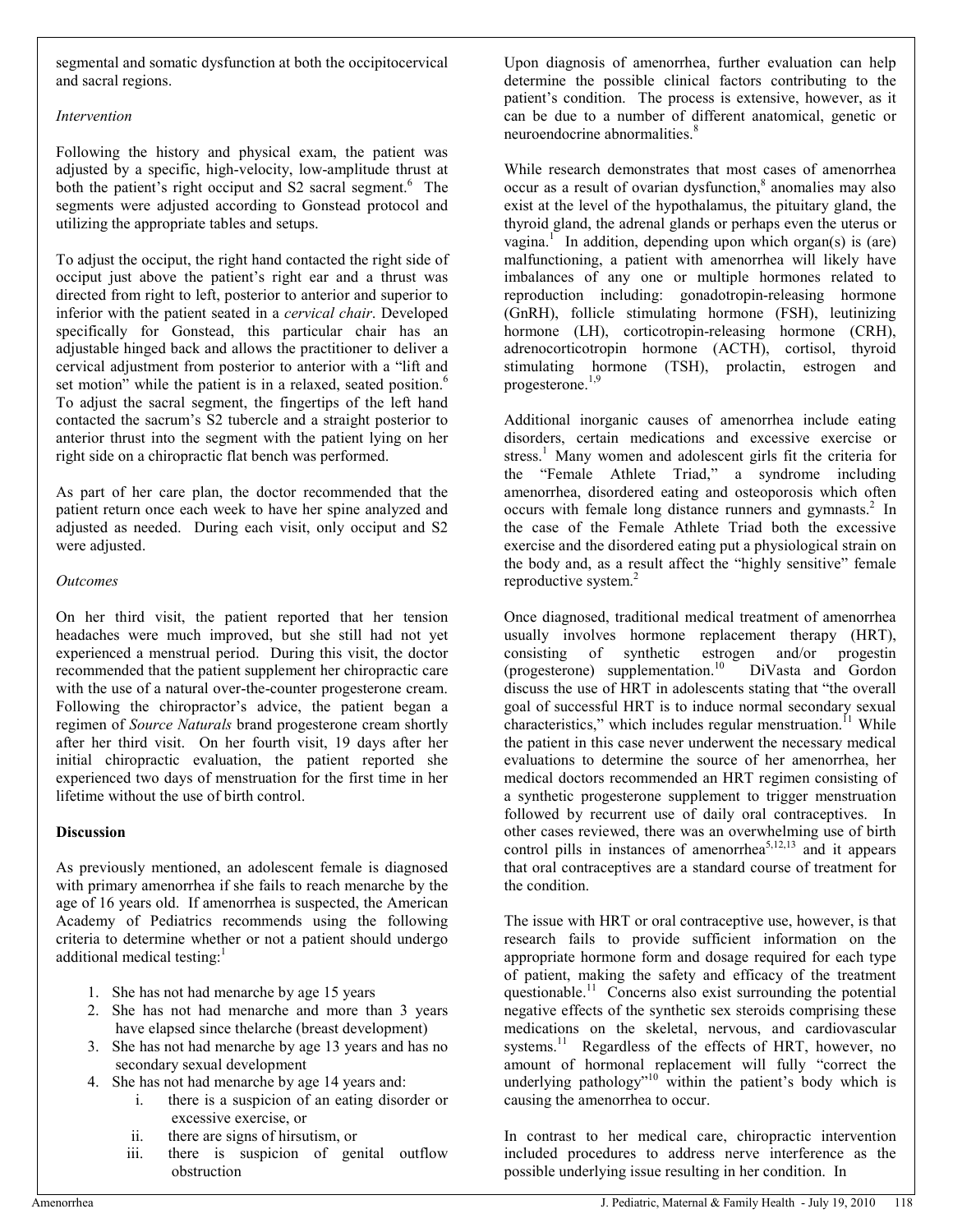segmental and somatic dysfunction at both the occipitocervical and sacral regions.

*Intervention*

Following the history and physical exam, the patient was adjusted by a specific, high-velocity, low-amplitude thrust at both the patient's right occiput and S2 sacral segment.[6] The segments were adjusted according to Gonstead protocol and utilizing the appropriate tables and setups.

To adjust the occiput, the right hand contacted the right side of occiput just above the patient's right ear and a thrust was directed from right to left, posterior to anterior and superior to inferior with the patient seated in a *cervical chair*. Developed specifically for Gonstead, this particular chair has an adjustable hinged back and allows the practitioner to deliver a cervical adjustment from posterior to anterior with a "lift and set motion" while the patient is in a relaxed, seated position.[6] To adjust the sacral segment, the fingertips of the left hand contacted the sacrum's S2 tubercle and a straight posterior to anterior thrust into the segment with the patient lying on her right side on a chiropractic flat bench was performed.

As part of her care plan, the doctor recommended that the patient return once each week to have her spine analyzed and adjusted as needed. During each visit, only occiput and S2 were adjusted.

*Outcomes*

On her third visit, the patient reported that her tension headaches were much improved, but she still had not yet experienced a menstrual period. During this visit, the doctor recommended that the patient supplement her chiropractic care with the use of a natural over-the-counter progesterone cream. Following the chiropractor's advice, the patient began a regimen of *Source Naturals* brand progesterone cream shortly after her third visit. On her fourth visit, 19 days after her initial chiropractic evaluation, the patient reported she experienced two days of menstruation for the first time in her lifetime without the use of birth control.

**Discussion**

As previously mentioned, an adolescent female is diagnosed with primary amenorrhea if she fails to reach menarche by the age of 16 years old. If amenorrhea is suspected, the American Academy of Pediatrics recommends using the following criteria to determine whether or not a patient should undergo additional medical testing:[1]

1. She has not had menarche by age 15 years
2. She has not had menarche and more than 3 years have elapsed since thelarche (breast development)
3. She has not had menarche by age 13 years and has no secondary sexual development
4. She has not had menarche by age 14 years and:
    i. there is a suspicion of an eating disorder or excessive exercise, or
    ii. there are signs of hirsutism, or
    iii. there is suspicion of genital outflow obstruction

Upon diagnosis of amenorrhea, further evaluation can help determine the possible clinical factors contributing to the patient's condition. The process is extensive, however, as it can be due to a number of different anatomical, genetic or neuroendocrine abnormalities.[8]

While research demonstrates that most cases of amenorrhea occur as a result of ovarian dysfunction,[8] anomalies may also exist at the level of the hypothalamus, the pituitary gland, the thyroid gland, the adrenal glands or perhaps even the uterus or vagina.[1] In addition, depending upon which organ(s) is (are) malfunctioning, a patient with amenorrhea will likely have imbalances of any one or multiple hormones related to reproduction including: gonadotropin-releasing hormone (GnRH), follicle stimulating hormone (FSH), leutinizing hormone (LH), corticotropin-releasing hormone (CRH), adrenocorticotropin hormone (ACTH), cortisol, thyroid stimulating hormone (TSH), prolactin, estrogen and progesterone.[1,9]

Additional inorganic causes of amenorrhea include eating disorders, certain medications and excessive exercise or stress.[1] Many women and adolescent girls fit the criteria for the "Female Athlete Triad," a syndrome including amenorrhea, disordered eating and osteoporosis which often occurs with female long distance runners and gymnasts.[2] In the case of the Female Athlete Triad both the excessive exercise and the disordered eating put a physiological strain on the body and, as a result affect the "highly sensitive" female reproductive system.[2]

Once diagnosed, traditional medical treatment of amenorrhea usually involves hormone replacement therapy (HRT), consisting of synthetic estrogen and/or progestin (progesterone) supplementation.[10] DiVasta and Gordon discuss the use of HRT in adolescents stating that "the overall goal of successful HRT is to induce normal secondary sexual characteristics," which includes regular menstruation.[11] While the patient in this case never underwent the necessary medical evaluations to determine the source of her amenorrhea, her medical doctors recommended an HRT regimen consisting of a synthetic progesterone supplement to trigger menstruation followed by recurrent use of daily oral contraceptives. In other cases reviewed, there was an overwhelming use of birth control pills in instances of amenorrhea[5,12,13] and it appears that oral contraceptives are a standard course of treatment for the condition.

The issue with HRT or oral contraceptive use, however, is that research fails to provide sufficient information on the appropriate hormone form and dosage required for each type of patient, making the safety and efficacy of the treatment questionable.[11] Concerns also exist surrounding the potential negative effects of the synthetic sex steroids comprising these medications on the skeletal, nervous, and cardiovascular systems.[11] Regardless of the effects of HRT, however, no amount of hormonal replacement will fully "correct the underlying pathology"[10] within the patient's body which is causing the amenorrhea to occur.

In contrast to her medical care, chiropractic intervention included procedures to address nerve interference as the possible underlying issue resulting in her condition. In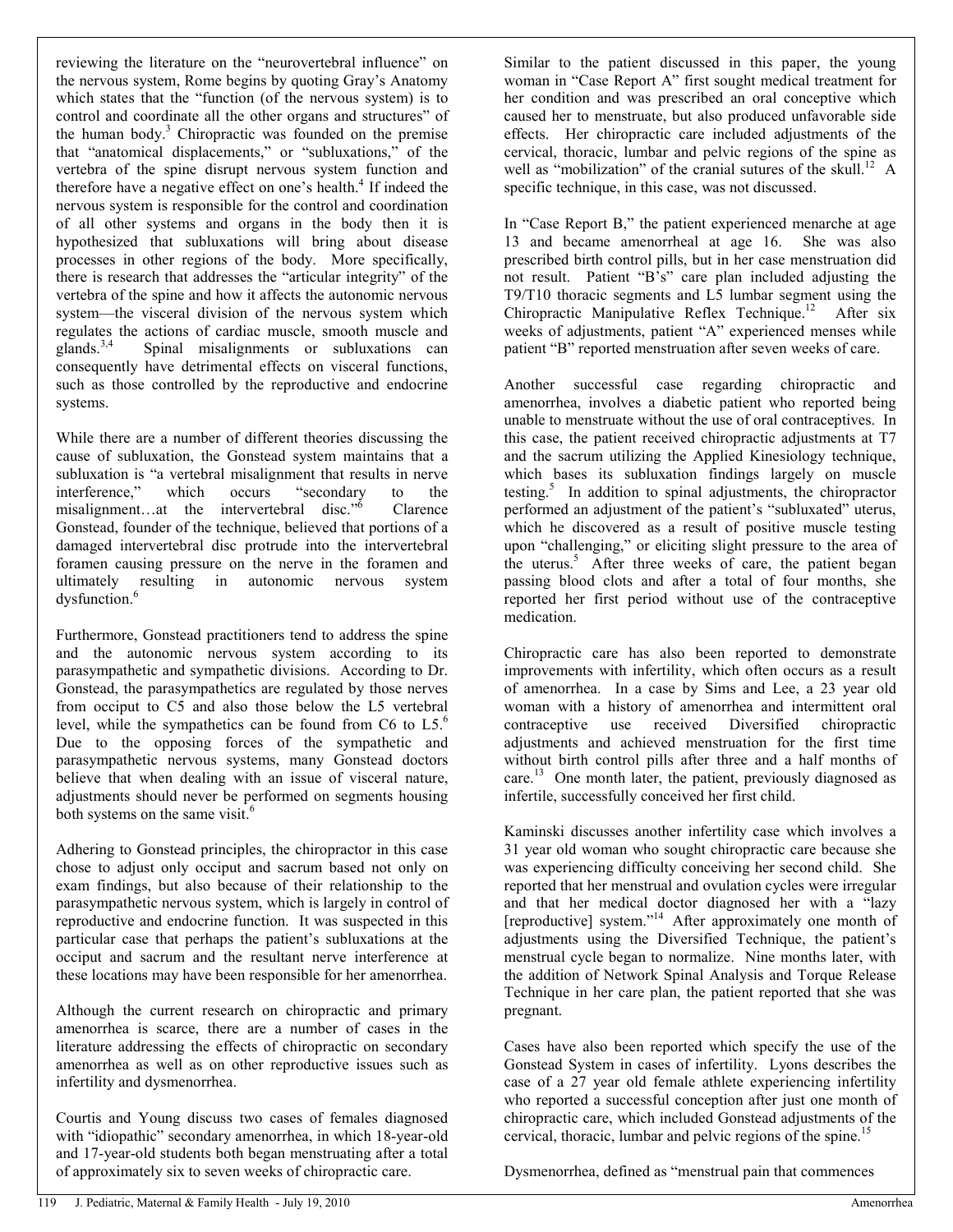reviewing the literature on the "neurovertebral influence" on the nervous system, Rome begins by quoting Gray's Anatomy which states that the "function (of the nervous system) is to control and coordinate all the other organs and structures" of the human body.[3] Chiropractic was founded on the premise that "anatomical displacements," or "subluxations," of the vertebra of the spine disrupt nervous system function and therefore have a negative effect on one's health.[4] If indeed the nervous system is responsible for the control and coordination of all other systems and organs in the body then it is hypothesized that subluxations will bring about disease processes in other regions of the body. More specifically, there is research that addresses the "articular integrity" of the vertebra of the spine and how it affects the autonomic nervous system—the visceral division of the nervous system which regulates the actions of cardiac muscle, smooth muscle and glands.[3,4] Spinal misalignments or subluxations can consequently have detrimental effects on visceral functions, such as those controlled by the reproductive and endocrine systems.

While there are a number of different theories discussing the cause of subluxation, the Gonstead system maintains that a subluxation is "a vertebral misalignment that results in nerve interference," which occurs "secondary to the misalignment…at the intervertebral disc."[6] Clarence Gonstead, founder of the technique, believed that portions of a damaged intervertebral disc protrude into the intervertebral foramen causing pressure on the nerve in the foramen and ultimately resulting in autonomic nervous system dysfunction.[6]

Furthermore, Gonstead practitioners tend to address the spine and the autonomic nervous system according to its parasympathetic and sympathetic divisions. According to Dr. Gonstead, the parasympathetics are regulated by those nerves from occiput to C5 and also those below the L5 vertebral level, while the sympathetics can be found from C6 to L5.[6] Due to the opposing forces of the sympathetic and parasympathetic nervous systems, many Gonstead doctors believe that when dealing with an issue of visceral nature, adjustments should never be performed on segments housing both systems on the same visit.[6]

Adhering to Gonstead principles, the chiropractor in this case chose to adjust only occiput and sacrum based not only on exam findings, but also because of their relationship to the parasympathetic nervous system, which is largely in control of reproductive and endocrine function. It was suspected in this particular case that perhaps the patient's subluxations at the occiput and sacrum and the resultant nerve interference at these locations may have been responsible for her amenorrhea.

Although the current research on chiropractic and primary amenorrhea is scarce, there are a number of cases in the literature addressing the effects of chiropractic on secondary amenorrhea as well as on other reproductive issues such as infertility and dysmenorrhea.

Courtis and Young discuss two cases of females diagnosed with "idiopathic" secondary amenorrhea, in which 18-year-old and 17-year-old students both began menstruating after a total of approximately six to seven weeks of chiropractic care.

Similar to the patient discussed in this paper, the young woman in "Case Report A" first sought medical treatment for her condition and was prescribed an oral conceptive which caused her to menstruate, but also produced unfavorable side effects. Her chiropractic care included adjustments of the cervical, thoracic, lumbar and pelvic regions of the spine as well as "mobilization" of the cranial sutures of the skull.[12] A specific technique, in this case, was not discussed.

In "Case Report B," the patient experienced menarche at age 13 and became amenorrheal at age 16. She was also prescribed birth control pills, but in her case menstruation did not result. Patient "B's" care plan included adjusting the T9/T10 thoracic segments and L5 lumbar segment using the Chiropractic Manipulative Reflex Technique.[12] After six weeks of adjustments, patient "A" experienced menses while patient "B" reported menstruation after seven weeks of care.

Another successful case regarding chiropractic and amenorrhea, involves a diabetic patient who reported being unable to menstruate without the use of oral contraceptives. In this case, the patient received chiropractic adjustments at T7 and the sacrum utilizing the Applied Kinesiology technique, which bases its subluxation findings largely on muscle testing.[5] In addition to spinal adjustments, the chiropractor performed an adjustment of the patient's "subluxated" uterus, which he discovered as a result of positive muscle testing upon "challenging," or eliciting slight pressure to the area of the uterus.[5] After three weeks of care, the patient began passing blood clots and after a total of four months, she reported her first period without use of the contraceptive medication.

Chiropractic care has also been reported to demonstrate improvements with infertility, which often occurs as a result of amenorrhea. In a case by Sims and Lee, a 23 year old woman with a history of amenorrhea and intermittent oral contraceptive use received Diversified chiropractic adjustments and achieved menstruation for the first time without birth control pills after three and a half months of care.[13] One month later, the patient, previously diagnosed as infertile, successfully conceived her first child.

Kaminski discusses another infertility case which involves a 31 year old woman who sought chiropractic care because she was experiencing difficulty conceiving her second child. She reported that her menstrual and ovulation cycles were irregular and that her medical doctor diagnosed her with a "lazy [reproductive] system."[14] After approximately one month of adjustments using the Diversified Technique, the patient's menstrual cycle began to normalize. Nine months later, with the addition of Network Spinal Analysis and Torque Release Technique in her care plan, the patient reported that she was pregnant.

Cases have also been reported which specify the use of the Gonstead System in cases of infertility. Lyons describes the case of a 27 year old female athlete experiencing infertility who reported a successful conception after just one month of chiropractic care, which included Gonstead adjustments of the cervical, thoracic, lumbar and pelvic regions of the spine.[15]

Dysmenorrhea, defined as "menstrual pain that commences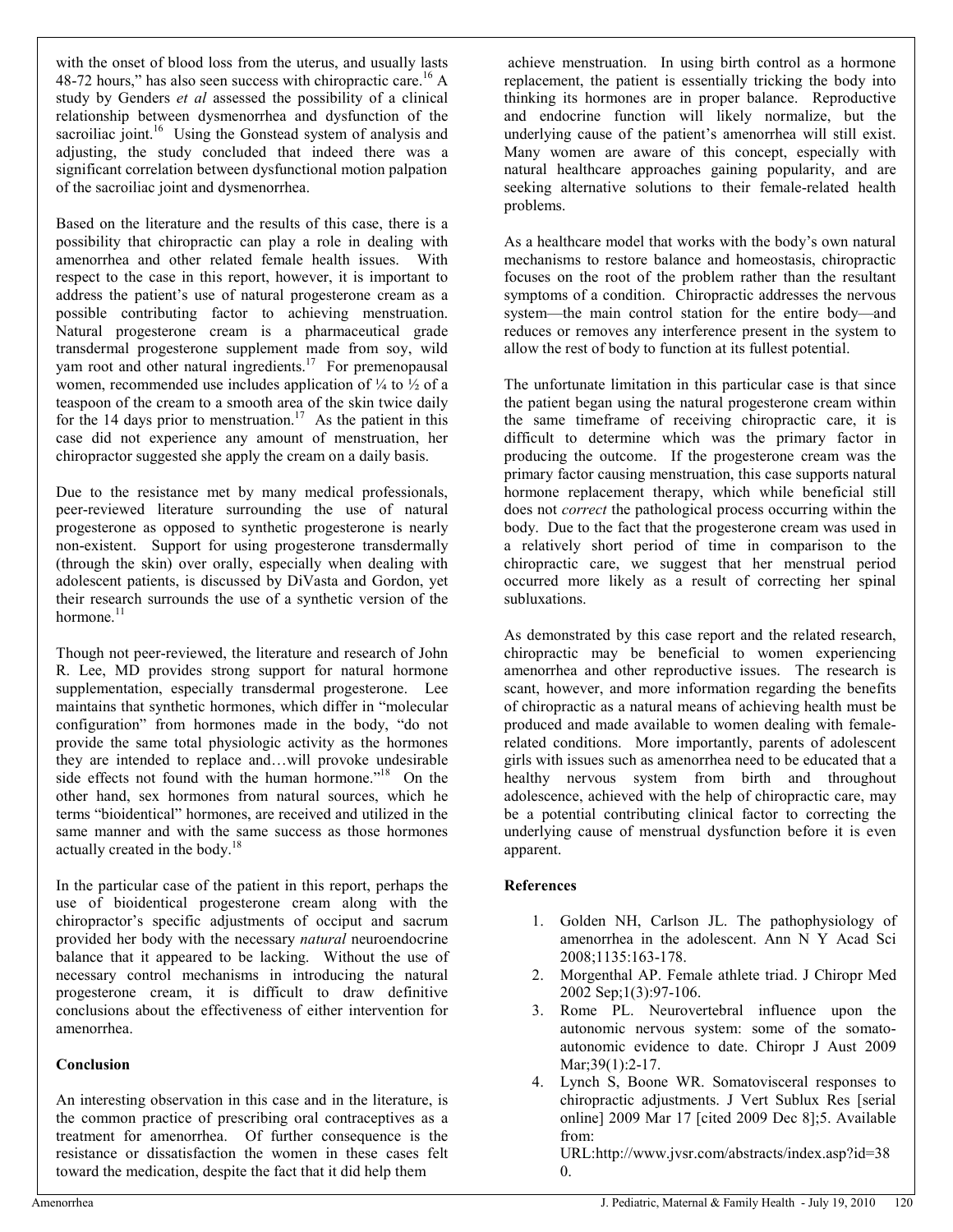with the onset of blood loss from the uterus, and usually lasts 48-72 hours," has also seen success with chiropractic care.[16] A study by Genders *et al* assessed the possibility of a clinical relationship between dysmenorrhea and dysfunction of the sacroiliac joint.[16] Using the Gonstead system of analysis and adjusting, the study concluded that indeed there was a significant correlation between dysfunctional motion palpation of the sacroiliac joint and dysmenorrhea.

Based on the literature and the results of this case, there is a possibility that chiropractic can play a role in dealing with amenorrhea and other related female health issues. With respect to the case in this report, however, it is important to address the patient's use of natural progesterone cream as a possible contributing factor to achieving menstruation. Natural progesterone cream is a pharmaceutical grade transdermal progesterone supplement made from soy, wild yam root and other natural ingredients.[17] For premenopausal women, recommended use includes application of ¼ to ½ of a teaspoon of the cream to a smooth area of the skin twice daily for the 14 days prior to menstruation.[17] As the patient in this case did not experience any amount of menstruation, her chiropractor suggested she apply the cream on a daily basis.

Due to the resistance met by many medical professionals, peer-reviewed literature surrounding the use of natural progesterone as opposed to synthetic progesterone is nearly non-existent. Support for using progesterone transdermally (through the skin) over orally, especially when dealing with adolescent patients, is discussed by DiVasta and Gordon, yet their research surrounds the use of a synthetic version of the hormone.[11]

Though not peer-reviewed, the literature and research of John R. Lee, MD provides strong support for natural hormone supplementation, especially transdermal progesterone. Lee maintains that synthetic hormones, which differ in "molecular configuration" from hormones made in the body, "do not provide the same total physiologic activity as the hormones they are intended to replace and…will provoke undesirable side effects not found with the human hormone."[18] On the other hand, sex hormones from natural sources, which he terms "bioidentical" hormones, are received and utilized in the same manner and with the same success as those hormones actually created in the body.[18]

In the particular case of the patient in this report, perhaps the use of bioidentical progesterone cream along with the chiropractor's specific adjustments of occiput and sacrum provided her body with the necessary *natural* neuroendocrine balance that it appeared to be lacking. Without the use of necessary control mechanisms in introducing the natural progesterone cream, it is difficult to draw definitive conclusions about the effectiveness of either intervention for amenorrhea.

## Conclusion

An interesting observation in this case and in the literature, is the common practice of prescribing oral contraceptives as a treatment for amenorrhea. Of further consequence is the resistance or dissatisfaction the women in these cases felt toward the medication, despite the fact that it did help them achieve menstruation. In using birth control as a hormone replacement, the patient is essentially tricking the body into thinking its hormones are in proper balance. Reproductive and endocrine function will likely normalize, but the underlying cause of the patient's amenorrhea will still exist. Many women are aware of this concept, especially with natural healthcare approaches gaining popularity, and are seeking alternative solutions to their female-related health problems.

As a healthcare model that works with the body's own natural mechanisms to restore balance and homeostasis, chiropractic focuses on the root of the problem rather than the resultant symptoms of a condition. Chiropractic addresses the nervous system—the main control station for the entire body—and reduces or removes any interference present in the system to allow the rest of body to function at its fullest potential.

The unfortunate limitation in this particular case is that since the patient began using the natural progesterone cream within the same timeframe of receiving chiropractic care, it is difficult to determine which was the primary factor in producing the outcome. If the progesterone cream was the primary factor causing menstruation, this case supports natural hormone replacement therapy, which while beneficial still does not *correct* the pathological process occurring within the body. Due to the fact that the progesterone cream was used in a relatively short period of time in comparison to the chiropractic care, we suggest that her menstrual period occurred more likely as a result of correcting her spinal subluxations.

As demonstrated by this case report and the related research, chiropractic may be beneficial to women experiencing amenorrhea and other reproductive issues. The research is scant, however, and more information regarding the benefits of chiropractic as a natural means of achieving health must be produced and made available to women dealing with female-related conditions. More importantly, parents of adolescent girls with issues such as amenorrhea need to be educated that a healthy nervous system from birth and throughout adolescence, achieved with the help of chiropractic care, may be a potential contributing clinical factor to correcting the underlying cause of menstrual dysfunction before it is even apparent.

## References

1. Golden NH, Carlson JL. The pathophysiology of amenorrhea in the adolescent. Ann N Y Acad Sci 2008;1135:163-178.
2. Morgenthal AP. Female athlete triad. J Chiropr Med 2002 Sep;1(3):97-106.
3. Rome PL. Neurovertebral influence upon the autonomic nervous system: some of the somato-autonomic evidence to date. Chiropr J Aust 2009 Mar;39(1):2-17.
4. Lynch S, Boone WR. Somatovisceral responses to chiropractic adjustments. J Vert Sublux Res [serial online] 2009 Mar 17 [cited 2009 Dec 8];5. Available from: URL:http://www.jvsr.com/abstracts/index.asp?id=380.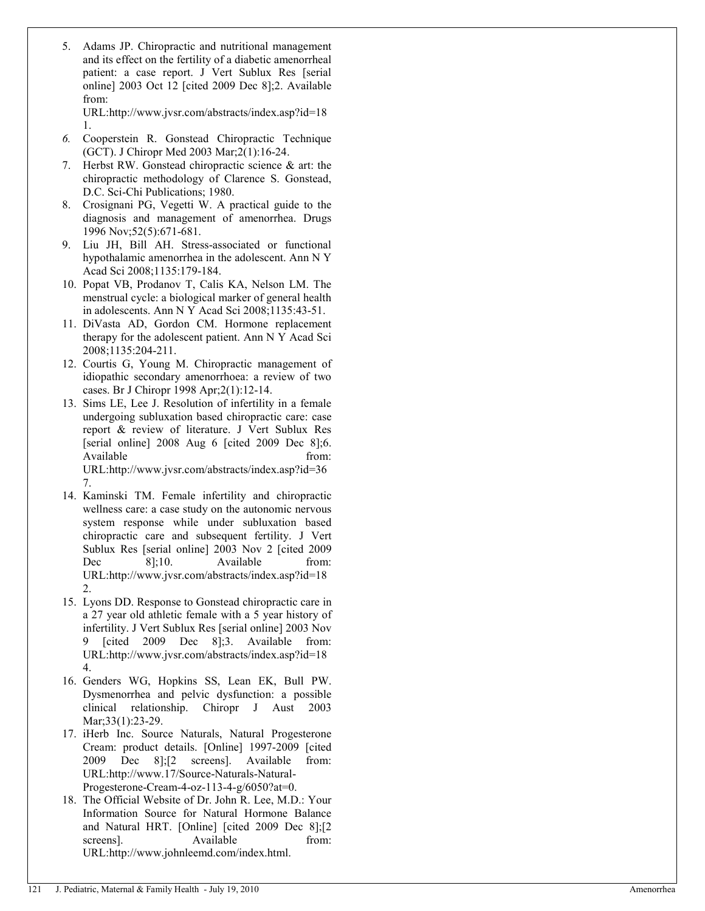5. Adams JP. Chiropractic and nutritional management and its effect on the fertility of a diabetic amenorrheal patient: a case report. J Vert Sublux Res [serial online] 2003 Oct 12 [cited 2009 Dec 8];2. Available from: URL:http://www.jvsr.com/abstracts/index.asp?id=181.
6. Cooperstein R. Gonstead Chiropractic Technique (GCT). J Chiropr Med 2003 Mar;2(1):16-24.
7. Herbst RW. Gonstead chiropractic science & art: the chiropractic methodology of Clarence S. Gonstead, D.C. Sci-Chi Publications; 1980.
8. Crosignani PG, Vegetti W. A practical guide to the diagnosis and management of amenorrhea. Drugs 1996 Nov;52(5):671-681.
9. Liu JH, Bill AH. Stress-associated or functional hypothalamic amenorrhea in the adolescent. Ann N Y Acad Sci 2008;1135:179-184.
10. Popat VB, Prodanov T, Calis KA, Nelson LM. The menstrual cycle: a biological marker of general health in adolescents. Ann N Y Acad Sci 2008;1135:43-51.
11. DiVasta AD, Gordon CM. Hormone replacement therapy for the adolescent patient. Ann N Y Acad Sci 2008;1135:204-211.
12. Courtis G, Young M. Chiropractic management of idiopathic secondary amenorrhoea: a review of two cases. Br J Chiropr 1998 Apr;2(1):12-14.
13. Sims LE, Lee J. Resolution of infertility in a female undergoing subluxation based chiropractic care: case report & review of literature. J Vert Sublux Res [serial online] 2008 Aug 6 [cited 2009 Dec 8];6. Available from: URL:http://www.jvsr.com/abstracts/index.asp?id=367.
14. Kaminski TM. Female infertility and chiropractic wellness care: a case study on the autonomic nervous system response while under subluxation based chiropractic care and subsequent fertility. J Vert Sublux Res [serial online] 2003 Nov 2 [cited 2009 Dec 8];10. Available from: URL:http://www.jvsr.com/abstracts/index.asp?id=182.
15. Lyons DD. Response to Gonstead chiropractic care in a 27 year old athletic female with a 5 year history of infertility. J Vert Sublux Res [serial online] 2003 Nov 9 [cited 2009 Dec 8];3. Available from: URL:http://www.jvsr.com/abstracts/index.asp?id=184.
16. Genders WG, Hopkins SS, Lean EK, Bull PW. Dysmenorrhea and pelvic dysfunction: a possible clinical relationship. Chiropr J Aust 2003 Mar;33(1):23-29.
17. iHerb Inc. Source Naturals, Natural Progesterone Cream: product details. [Online] 1997-2009 [cited 2009 Dec 8];[2 screens]. Available from: URL:http://www.17/Source-Naturals-Natural-Progesterone-Cream-4-oz-113-4-g/6050?at=0.
18. The Official Website of Dr. John R. Lee, M.D.: Your Information Source for Natural Hormone Balance and Natural HRT. [Online] [cited 2009 Dec 8];[2 screens]. Available from: URL:http://www.johnleemd.com/index.html.